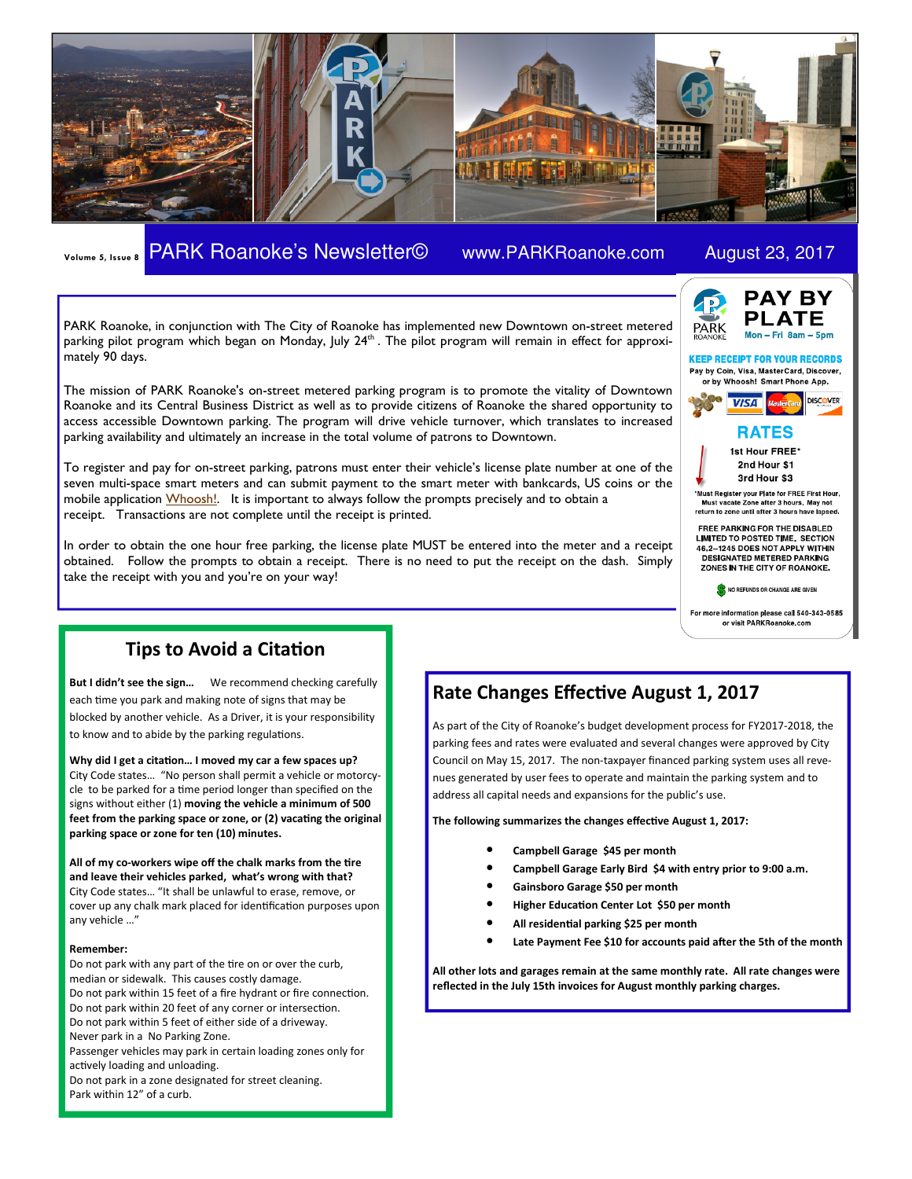PARK Roanoke's Newsletter© www.PARKRoanoke.com August 23, 2017

PARK Roanoke, in conjunction with The City of Roanoke has implemented new Downtown on-street metered parking pilot program which began on Monday, July 24th. The pilot program will remain in effect for approximately 90 days.

The mission of PARK Roanoke's on-street metered parking program is to promote the vitality of Downtown Roanoke and its Central Business District as well as to provide citizens of Roanoke the shared opportunity to access accessible Downtown parking. The program will drive vehicle turnover, which translates to increased parking availability and ultimately an increase in the total volume of patrons to Downtown.

To register and pay for on-street parking, patrons must enter their vehicle's license plate number at one of the seven multi-space smart meters and can submit payment to the smart meter with bankcards, US coins or the mobile application Whoosh!. It is important to always follow the prompts precisely and to obtain a receipt. Transactions are not complete until the receipt is printed.

In order to obtain the one hour free parking, the license plate MUST be entered into the meter and a receipt obtained. Follow the prompts to obtain a receipt. There is no need to put the receipt on the dash. Simply take the receipt with you and you're on your way!

## PAY BY PLATE

PARK ROANOKE

Mon – Fri 8am – 5pm

**KEEP RECEIPT FOR YOUR RECORDS**

Pay by Coin, Visa, MasterCard, Discover, or by Whoosh! Smart Phone App.

### RATES

1st Hour FREE*
2nd Hour $1
3rd Hour $3

*Must Register your Plate for FREE First Hour, Must vacate Zone after 3 hours, May not return to zone until after 3 hours have lapsed.

FREE PARKING FOR THE DISABLED LIMITED TO POSTED TIME. SECTION 46.2–1245 DOES NOT APPLY WITHIN DESIGNATED METERED PARKING ZONES IN THE CITY OF ROANOKE.

NO REFUNDS OR CHANGE ARE GIVEN

For more information please call 540-343-0585 or visit PARKRoanoke.com

## Tips to Avoid a Citation

**But I didn't see the sign…** We recommend checking carefully each time you park and making note of signs that may be blocked by another vehicle. As a Driver, it is your responsibility to know and to abide by the parking regulations.

**Why did I get a citation… I moved my car a few spaces up?** City Code states… "No person shall permit a vehicle or motorcycle to be parked for a time period longer than specified on the signs without either (1) **moving the vehicle a minimum of 500 feet from the parking space or zone, or (2) vacating the original parking space or zone for ten (10) minutes.**

**All of my co-workers wipe off the chalk marks from the tire and leave their vehicles parked, what's wrong with that?** City Code states… "It shall be unlawful to erase, remove, or cover up any chalk mark placed for identification purposes upon any vehicle …"

**Remember:**

Do not park with any part of the tire on or over the curb, median or sidewalk. This causes costly damage.
Do not park within 15 feet of a fire hydrant or fire connection.
Do not park within 20 feet of any corner or intersection.
Do not park within 5 feet of either side of a driveway.
Never park in a No Parking Zone.
Passenger vehicles may park in certain loading zones only for actively loading and unloading.
Do not park in a zone designated for street cleaning.
Park within 12" of a curb.

## Rate Changes Effective August 1, 2017

As part of the City of Roanoke's budget development process for FY2017-2018, the parking fees and rates were evaluated and several changes were approved by City Council on May 15, 2017. The non-taxpayer financed parking system uses all revenues generated by user fees to operate and maintain the parking system and to address all capital needs and expansions for the public's use.

**The following summarizes the changes effective August 1, 2017:**

- **Campbell Garage $45 per month**
- **Campbell Garage Early Bird $4 with entry prior to 9:00 a.m.**
- **Gainsboro Garage $50 per month**
- **Higher Education Center Lot $50 per month**
- **All residential parking $25 per month**
- **Late Payment Fee $10 for accounts paid after the 5th of the month**

**All other lots and garages remain at the same monthly rate. All rate changes were reflected in the July 15th invoices for August monthly parking charges.**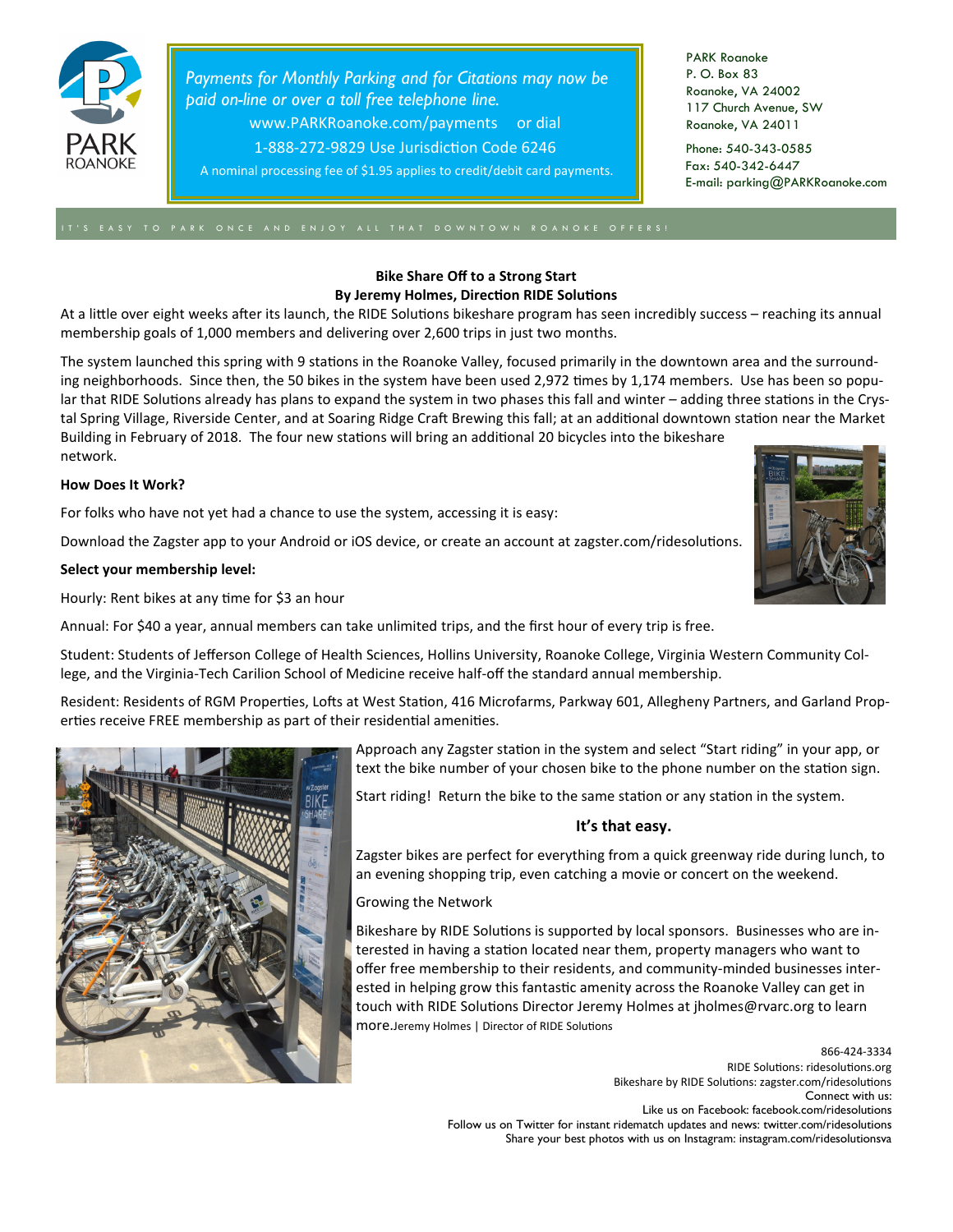Payments for Monthly Parking and for Citations may now be paid on-line or over a toll free telephone line.

www.PARKRoanoke.com/payments or dial 1-888-272-9829 Use Jurisdiction Code 6246

A nominal processing fee of $1.95 applies to credit/debit card payments.

PARK Roanoke
P. O. Box 83
Roanoke, VA 24002
117 Church Avenue, SW
Roanoke, VA 24011

Phone: 540-343-0585
Fax: 540-342-6447
E-mail: parking@PARKRoanoke.com

IT'S EASY TO PARK ONCE AND ENJOY ALL THAT DOWNTOWN ROANOKE OFFERS!

**Bike Share Off to a Strong Start**
**By Jeremy Holmes, Direction RIDE Solutions**

At a little over eight weeks after its launch, the RIDE Solutions bikeshare program has seen incredibly success – reaching its annual membership goals of 1,000 members and delivering over 2,600 trips in just two months.

The system launched this spring with 9 stations in the Roanoke Valley, focused primarily in the downtown area and the surrounding neighborhoods. Since then, the 50 bikes in the system have been used 2,972 times by 1,174 members. Use has been so popular that RIDE Solutions already has plans to expand the system in two phases this fall and winter – adding three stations in the Crystal Spring Village, Riverside Center, and at Soaring Ridge Craft Brewing this fall; at an additional downtown station near the Market Building in February of 2018. The four new stations will bring an additional 20 bicycles into the bikeshare network.

**How Does It Work?**

For folks who have not yet had a chance to use the system, accessing it is easy:

Download the Zagster app to your Android or iOS device, or create an account at zagster.com/ridesolutions.

**Select your membership level:**

Hourly: Rent bikes at any time for $3 an hour

Annual: For $40 a year, annual members can take unlimited trips, and the first hour of every trip is free.

Student: Students of Jefferson College of Health Sciences, Hollins University, Roanoke College, Virginia Western Community College, and the Virginia-Tech Carilion School of Medicine receive half-off the standard annual membership.

Resident: Residents of RGM Properties, Lofts at West Station, 416 Microfarms, Parkway 601, Allegheny Partners, and Garland Properties receive FREE membership as part of their residential amenities.

Approach any Zagster station in the system and select "Start riding" in your app, or text the bike number of your chosen bike to the phone number on the station sign.

Start riding! Return the bike to the same station or any station in the system.

**It's that easy.**

Zagster bikes are perfect for everything from a quick greenway ride during lunch, to an evening shopping trip, even catching a movie or concert on the weekend.

Growing the Network

Bikeshare by RIDE Solutions is supported by local sponsors. Businesses who are interested in having a station located near them, property managers who want to offer free membership to their residents, and community-minded businesses interested in helping grow this fantastic amenity across the Roanoke Valley can get in touch with RIDE Solutions Director Jeremy Holmes at jholmes@rvarc.org to learn more.Jeremy Holmes | Director of RIDE Solutions

866-424-3334
RIDE Solutions: ridesolutions.org
Bikeshare by RIDE Solutions: zagster.com/ridesolutions
Connect with us:
Like us on Facebook: facebook.com/ridesolutions
Follow us on Twitter for instant ridematch updates and news: twitter.com/ridesolutions
Share your best photos with us on Instagram: instagram.com/ridesolutionsva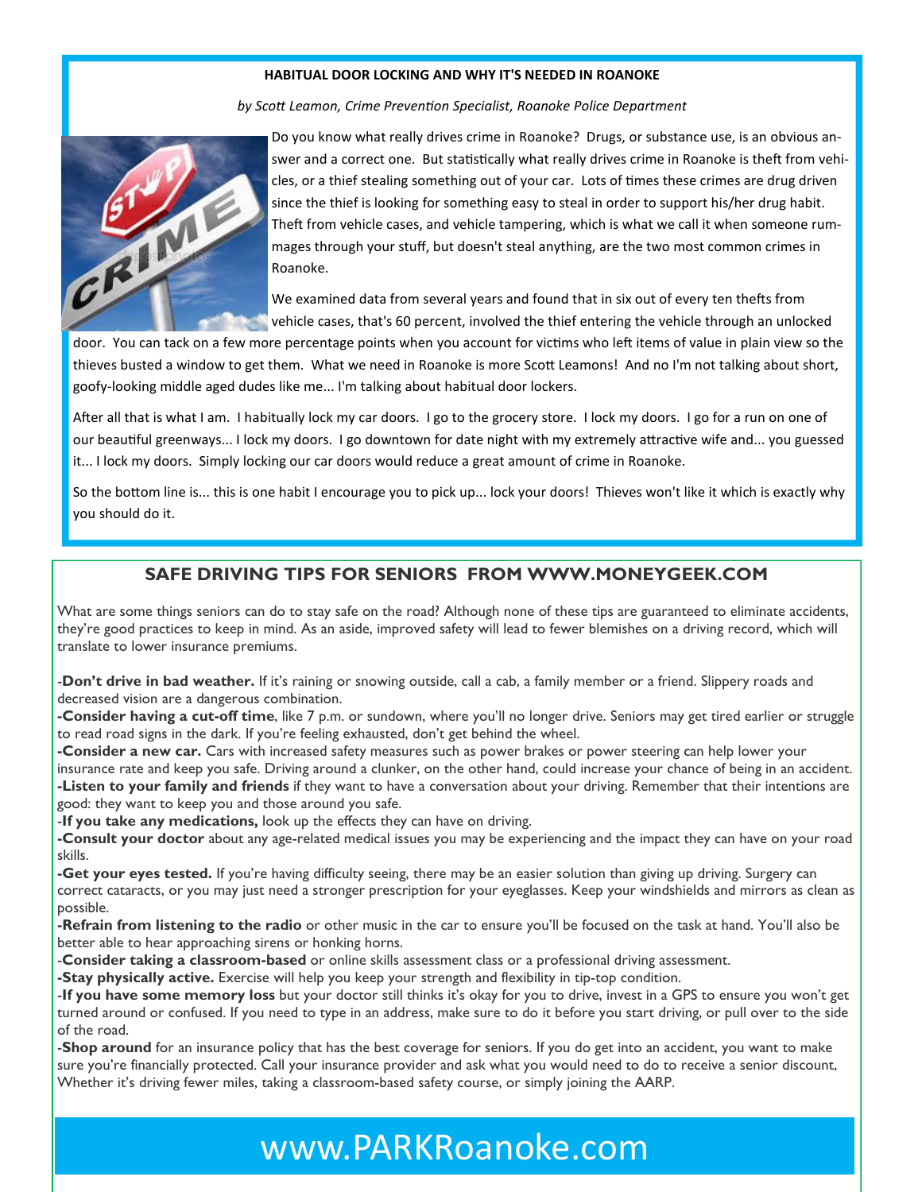## HABITUAL DOOR LOCKING AND WHY IT'S NEEDED IN ROANOKE

*by Scott Leamon, Crime Prevention Specialist, Roanoke Police Department*

Do you know what really drives crime in Roanoke? Drugs, or substance use, is an obvious answer and a correct one. But statistically what really drives crime in Roanoke is theft from vehicles, or a thief stealing something out of your car. Lots of times these crimes are drug driven since the thief is looking for something easy to steal in order to support his/her drug habit. Theft from vehicle cases, and vehicle tampering, which is what we call it when someone rummages through your stuff, but doesn't steal anything, are the two most common crimes in Roanoke.

We examined data from several years and found that in six out of every ten thefts from vehicle cases, that's 60 percent, involved the thief entering the vehicle through an unlocked door. You can tack on a few more percentage points when you account for victims who left items of value in plain view so the thieves busted a window to get them. What we need in Roanoke is more Scott Leamons! And no I'm not talking about short, goofy-looking middle aged dudes like me... I'm talking about habitual door lockers.

After all that is what I am. I habitually lock my car doors. I go to the grocery store. I lock my doors. I go for a run on one of our beautiful greenways... I lock my doors. I go downtown for date night with my extremely attractive wife and... you guessed it... I lock my doors. Simply locking our car doors would reduce a great amount of crime in Roanoke.

So the bottom line is... this is one habit I encourage you to pick up... lock your doors! Thieves won't like it which is exactly why you should do it.

## SAFE DRIVING TIPS FOR SENIORS FROM WWW.MONEYGEEK.COM

What are some things seniors can do to stay safe on the road? Although none of these tips are guaranteed to eliminate accidents, they're good practices to keep in mind. As an aside, improved safety will lead to fewer blemishes on a driving record, which will translate to lower insurance premiums.

-**Don't drive in bad weather.** If it's raining or snowing outside, call a cab, a family member or a friend. Slippery roads and decreased vision are a dangerous combination.
-**Consider having a cut-off time**, like 7 p.m. or sundown, where you'll no longer drive. Seniors may get tired earlier or struggle to read road signs in the dark. If you're feeling exhausted, don't get behind the wheel.
-**Consider a new car.** Cars with increased safety measures such as power brakes or power steering can help lower your insurance rate and keep you safe. Driving around a clunker, on the other hand, could increase your chance of being in an accident.
-**Listen to your family and friends** if they want to have a conversation about your driving. Remember that their intentions are good: they want to keep you and those around you safe.
-**If you take any medications,** look up the effects they can have on driving.
-**Consult your doctor** about any age-related medical issues you may be experiencing and the impact they can have on your road skills.
-**Get your eyes tested.** If you're having difficulty seeing, there may be an easier solution than giving up driving. Surgery can correct cataracts, or you may just need a stronger prescription for your eyeglasses. Keep your windshields and mirrors as clean as possible.
-**Refrain from listening to the radio** or other music in the car to ensure you'll be focused on the task at hand. You'll also be better able to hear approaching sirens or honking horns.
-**Consider taking a classroom-based** or online skills assessment class or a professional driving assessment.
-**Stay physically active.** Exercise will help you keep your strength and flexibility in tip-top condition.
-**If you have some memory loss** but your doctor still thinks it's okay for you to drive, invest in a GPS to ensure you won't get turned around or confused. If you need to type in an address, make sure to do it before you start driving, or pull over to the side of the road.
-**Shop around** for an insurance policy that has the best coverage for seniors. If you do get into an accident, you want to make sure you're financially protected. Call your insurance provider and ask what you would need to do to receive a senior discount, Whether it's driving fewer miles, taking a classroom-based safety course, or simply joining the AARP.

www.PARKRoanoke.com